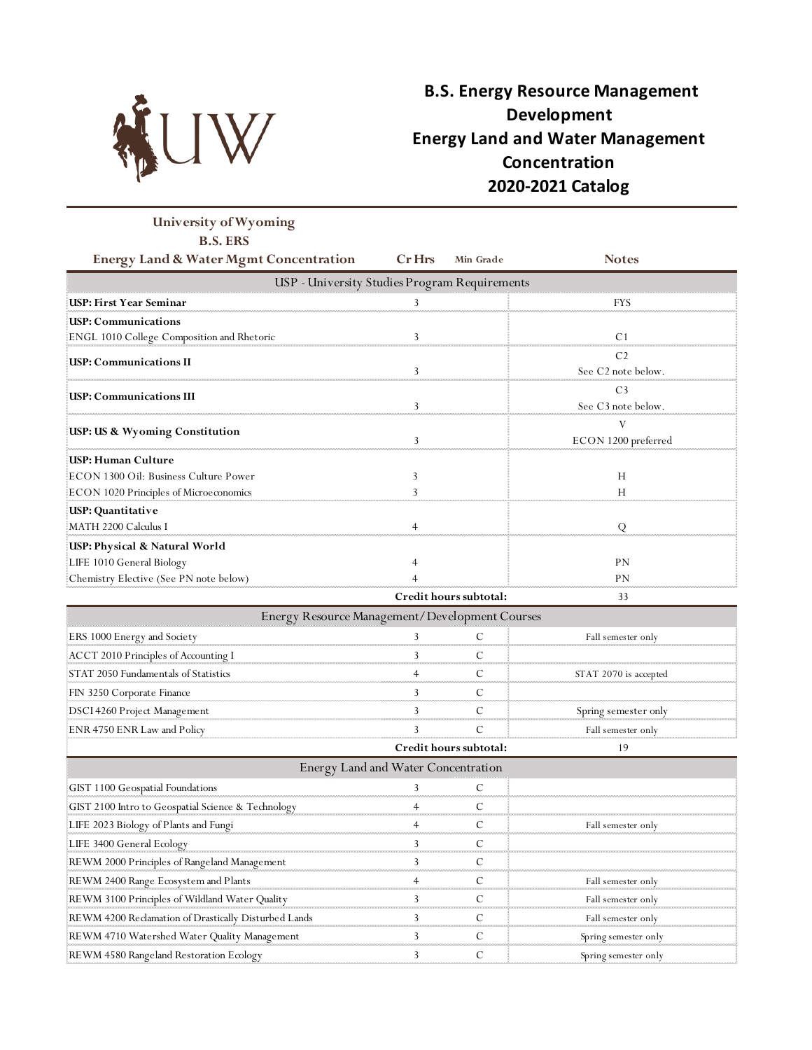# B.S. Energy Resource Management Development Energy Land and Water Management Concentration 2020-2021 Catalog

**University of Wyoming**
**B.S. ERS**

| Energy Land & Water Mgmt Concentration | Cr Hrs | Min Grade | Notes |
|---|---|---|---|
| **USP - University Studies Program Requirements** | | | |
| **USP: First Year Seminar** | 3 | | FYS |
| **USP: Communications** | | | |
| ENGL 1010 College Composition and Rhetoric | 3 | | C1 |
| **USP: Communications II** | 3 | | C2 See C2 note below. |
| **USP: Communications III** | 3 | | C3 See C3 note below. |
| **USP: US & Wyoming Constitution** | 3 | | V ECON 1200 preferred |
| **USP: Human Culture** | | | |
| ECON 1300 Oil: Business Culture Power | 3 | | H |
| ECON 1020 Principles of Microeconomics | 3 | | H |
| **USP: Quantitative** | | | |
| MATH 2200 Calculus I | 4 | | Q |
| **USP: Physical & Natural World** | | | |
| LIFE 1010 General Biology | 4 | | PN |
| Chemistry Elective (See PN note below) | 4 | | PN |
| | **Credit hours subtotal:** | | 33 |
| **Energy Resource Management/Development Courses** | | | |
| ERS 1000 Energy and Society | 3 | C | Fall semester only |
| ACCT 2010 Principles of Accounting I | 3 | C | |
| STAT 2050 Fundamentals of Statistics | 4 | C | STAT 2070 is accepted |
| FIN 3250 Corporate Finance | 3 | C | |
| DSCI 4260 Project Management | 3 | C | Spring semester only |
| ENR 4750 ENR Law and Policy | 3 | C | Fall semester only |
| | **Credit hours subtotal:** | | 19 |
| **Energy Land and Water Concentration** | | | |
| GIST 1100 Geospatial Foundations | 3 | C | |
| GIST 2100 Intro to Geospatial Science & Technology | 4 | C | |
| LIFE 2023 Biology of Plants and Fungi | 4 | C | Fall semester only |
| LIFE 3400 General Ecology | 3 | C | |
| REWM 2000 Principles of Rangeland Management | 3 | C | |
| REWM 2400 Range Ecosystem and Plants | 4 | C | Fall semester only |
| REWM 3100 Principles of Wildland Water Quality | 3 | C | Fall semester only |
| REWM 4200 Reclamation of Drastically Disturbed Lands | 3 | C | Fall semester only |
| REWM 4710 Watershed Water Quality Management | 3 | C | Spring semester only |
| REWM 4580 Rangeland Restoration Ecology | 3 | C | Spring semester only |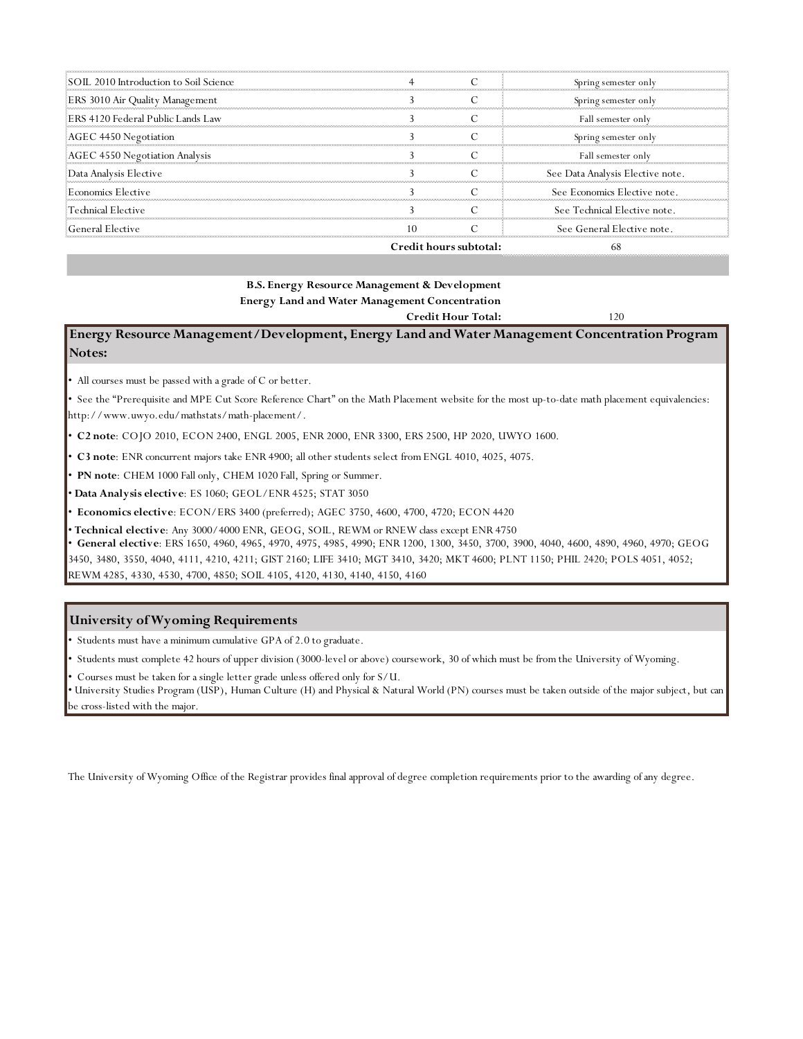| | | | |
|---|---|---|---|
| SOIL 2010 Introduction to Soil Science | 4 | C | Spring semester only |
| ERS 3010 Air Quality Management | 3 | C | Spring semester only |
| ERS 4120 Federal Public Lands Law | 3 | C | Fall semester only |
| AGEC 4450 Negotiation | 3 | C | Spring semester only |
| AGEC 4550 Negotiation Analysis | 3 | C | Fall semester only |
| Data Analysis Elective | 3 | C | See Data Analysis Elective note. |
| Economics Elective | 3 | C | See Economics Elective note. |
| Technical Elective | 3 | C | See Technical Elective note. |
| General Elective | 10 | C | See General Elective note. |
| | **Credit hours subtotal:** | | 68 |

**B.S. Energy Resource Management & Development**
**Energy Land and Water Management Concentration**
**Credit Hour Total:** 120

## Energy Resource Management/Development, Energy Land and Water Management Concentration Program Notes:

- All courses must be passed with a grade of C or better.
- See the "Prerequisite and MPE Cut Score Reference Chart" on the Math Placement website for the most up-to-date math placement equivalencies: http://www.uwyo.edu/mathstats/math-placement/.
- **C2 note**: COJO 2010, ECON 2400, ENGL 2005, ENR 2000, ENR 3300, ERS 2500, HP 2020, UWYO 1600.
- **C3 note**: ENR concurrent majors take ENR 4900; all other students select from ENGL 4010, 4025, 4075.
- **PN note**: CHEM 1000 Fall only, CHEM 1020 Fall, Spring or Summer.
- **Data Analysis elective**: ES 1060; GEOL/ENR 4525; STAT 3050
- **Economics elective**: ECON/ERS 3400 (preferred); AGEC 3750, 4600, 4700, 4720; ECON 4420
- **Technical elective**: Any 3000/4000 ENR, GEOG, SOIL, REWM or RNEW class except ENR 4750
- **General elective**: ERS 1650, 4960, 4965, 4970, 4975, 4985, 4990; ENR 1200, 1300, 3450, 3700, 3900, 4040, 4600, 4890, 4960, 4970; GEOG 3450, 3480, 3550, 4040, 4111, 4210, 4211; GIST 2160; LIFE 3410; MGT 3410, 3420; MKT 4600; PLNT 1150; PHIL 2420; POLS 4051, 4052; REWM 4285, 4330, 4530, 4700, 4850; SOIL 4105, 4120, 4130, 4140, 4150, 4160

## University of Wyoming Requirements

- Students must have a minimum cumulative GPA of 2.0 to graduate.
- Students must complete 42 hours of upper division (3000-level or above) coursework, 30 of which must be from the University of Wyoming.
- Courses must be taken for a single letter grade unless offered only for S/U.
- University Studies Program (USP), Human Culture (H) and Physical & Natural World (PN) courses must be taken outside of the major subject, but can be cross-listed with the major.

The University of Wyoming Office of the Registrar provides final approval of degree completion requirements prior to the awarding of any degree.